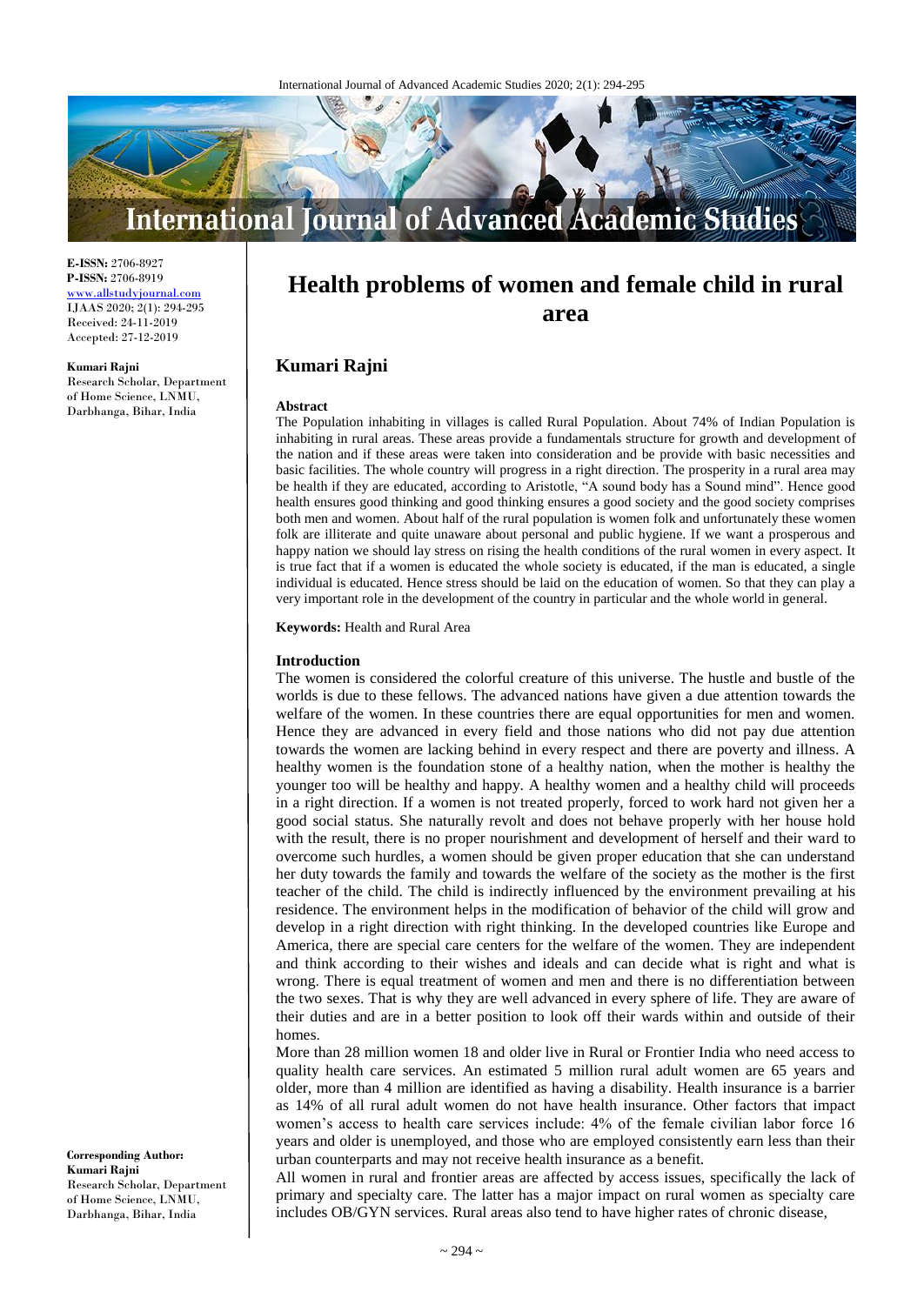E-ISSN: 2706-8927
P-ISSN: 2706-8919
www.allstudyjournal.com
IJAAS 2020; 2(1): 294-295
Received: 24-11-2019
Accepted: 27-12-2019

**Kumari Rajni**
Research Scholar, Department of Home Science, LNMU, Darbhanga, Bihar, India

**Corresponding Author:**
**Kumari Rajni**
Research Scholar, Department of Home Science, LNMU, Darbhanga, Bihar, India

# Health problems of women and female child in rural area

## Kumari Rajni

**Abstract**

The Population inhabiting in villages is called Rural Population. About 74% of Indian Population is inhabiting in rural areas. These areas provide a fundamentals structure for growth and development of the nation and if these areas were taken into consideration and be provide with basic necessities and basic facilities. The whole country will progress in a right direction. The prosperity in a rural area may be health if they are educated, according to Aristotle, "A sound body has a Sound mind". Hence good health ensures good thinking and good thinking ensures a good society and the good society comprises both men and women. About half of the rural population is women folk and unfortunately these women folk are illiterate and quite unaware about personal and public hygiene. If we want a prosperous and happy nation we should lay stress on rising the health conditions of the rural women in every aspect. It is true fact that if a women is educated the whole society is educated, if the man is educated, a single individual is educated. Hence stress should be laid on the education of women. So that they can play a very important role in the development of the country in particular and the whole world in general.

**Keywords:** Health and Rural Area

**Introduction**

The women is considered the colorful creature of this universe. The hustle and bustle of the worlds is due to these fellows. The advanced nations have given a due attention towards the welfare of the women. In these countries there are equal opportunities for men and women. Hence they are advanced in every field and those nations who did not pay due attention towards the women are lacking behind in every respect and there are poverty and illness. A healthy women is the foundation stone of a healthy nation, when the mother is healthy the younger too will be healthy and happy. A healthy women and a healthy child will proceeds in a right direction. If a women is not treated properly, forced to work hard not given her a good social status. She naturally revolt and does not behave properly with her house hold with the result, there is no proper nourishment and development of herself and their ward to overcome such hurdles, a women should be given proper education that she can understand her duty towards the family and towards the welfare of the society as the mother is the first teacher of the child. The child is indirectly influenced by the environment prevailing at his residence. The environment helps in the modification of behavior of the child will grow and develop in a right direction with right thinking. In the developed countries like Europe and America, there are special care centers for the welfare of the women. They are independent and think according to their wishes and ideals and can decide what is right and what is wrong. There is equal treatment of women and men and there is no differentiation between the two sexes. That is why they are well advanced in every sphere of life. They are aware of their duties and are in a better position to look off their wards within and outside of their homes.

More than 28 million women 18 and older live in Rural or Frontier India who need access to quality health care services. An estimated 5 million rural adult women are 65 years and older, more than 4 million are identified as having a disability. Health insurance is a barrier as 14% of all rural adult women do not have health insurance. Other factors that impact women's access to health care services include: 4% of the female civilian labor force 16 years and older is unemployed, and those who are employed consistently earn less than their urban counterparts and may not receive health insurance as a benefit.

All women in rural and frontier areas are affected by access issues, specifically the lack of primary and specialty care. The latter has a major impact on rural women as specialty care includes OB/GYN services. Rural areas also tend to have higher rates of chronic disease,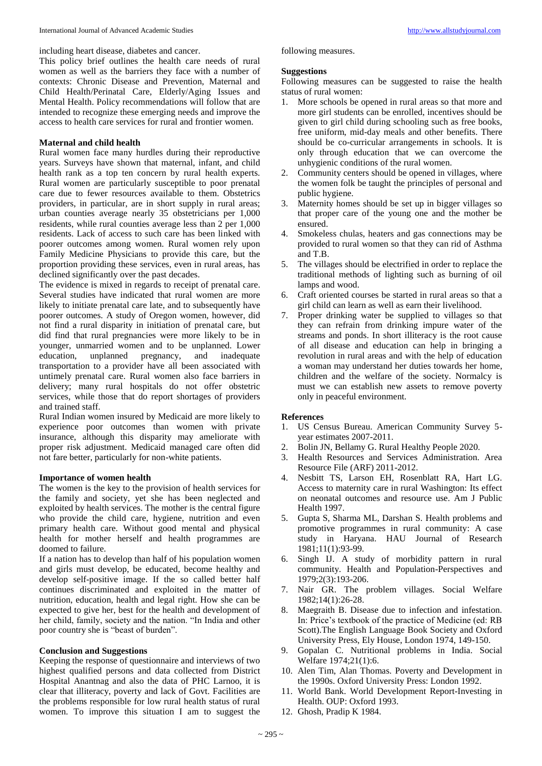including heart disease, diabetes and cancer.

This policy brief outlines the health care needs of rural women as well as the barriers they face with a number of contexts: Chronic Disease and Prevention, Maternal and Child Health/Perinatal Care, Elderly/Aging Issues and Mental Health. Policy recommendations will follow that are intended to recognize these emerging needs and improve the access to health care services for rural and frontier women.

### Maternal and child health

Rural women face many hurdles during their reproductive years. Surveys have shown that maternal, infant, and child health rank as a top ten concern by rural health experts. Rural women are particularly susceptible to poor prenatal care due to fewer resources available to them. Obstetrics providers, in particular, are in short supply in rural areas; urban counties average nearly 35 obstetricians per 1,000 residents, while rural counties average less than 2 per 1,000 residents. Lack of access to such care has been linked with poorer outcomes among women. Rural women rely upon Family Medicine Physicians to provide this care, but the proportion providing these services, even in rural areas, has declined significantly over the past decades.

The evidence is mixed in regards to receipt of prenatal care. Several studies have indicated that rural women are more likely to initiate prenatal care late, and to subsequently have poorer outcomes. A study of Oregon women, however, did not find a rural disparity in initiation of prenatal care, but did find that rural pregnancies were more likely to be in younger, unmarried women and to be unplanned. Lower education, unplanned pregnancy, and inadequate transportation to a provider have all been associated with untimely prenatal care. Rural women also face barriers in delivery; many rural hospitals do not offer obstetric services, while those that do report shortages of providers and trained staff.

Rural Indian women insured by Medicaid are more likely to experience poor outcomes than women with private insurance, although this disparity may ameliorate with proper risk adjustment. Medicaid managed care often did not fare better, particularly for non-white patients.

### Importance of women health

The women is the key to the provision of health services for the family and society, yet she has been neglected and exploited by health services. The mother is the central figure who provide the child care, hygiene, nutrition and even primary health care. Without good mental and physical health for mother herself and health programmes are doomed to failure.

If a nation has to develop than half of his population women and girls must develop, be educated, become healthy and develop self-positive image. If the so called better half continues discriminated and exploited in the matter of nutrition, education, health and legal right. How she can be expected to give her, best for the health and development of her child, family, society and the nation. "In India and other poor country she is "beast of burden".

### Conclusion and Suggestions

Keeping the response of questionnaire and interviews of two highest qualified persons and data collected from District Hospital Anantnag and also the data of PHC Larnoo, it is clear that illiteracy, poverty and lack of Govt. Facilities are the problems responsible for low rural health status of rural women. To improve this situation I am to suggest the following measures.

### Suggestions

Following measures can be suggested to raise the health status of rural women:

1. More schools be opened in rural areas so that more and more girl students can be enrolled, incentives should be given to girl child during schooling such as free books, free uniform, mid-day meals and other benefits. There should be co-curricular arrangements in schools. It is only through education that we can overcome the unhygienic conditions of the rural women.
2. Community centers should be opened in villages, where the women folk be taught the principles of personal and public hygiene.
3. Maternity homes should be set up in bigger villages so that proper care of the young one and the mother be ensured.
4. Smokeless chulas, heaters and gas connections may be provided to rural women so that they can rid of Asthma and T.B.
5. The villages should be electrified in order to replace the traditional methods of lighting such as burning of oil lamps and wood.
6. Craft oriented courses be started in rural areas so that a girl child can learn as well as earn their livelihood.
7. Proper drinking water be supplied to villages so that they can refrain from drinking impure water of the streams and ponds. In short illiteracy is the root cause of all disease and education can help in bringing a revolution in rural areas and with the help of education a woman may understand her duties towards her home, children and the welfare of the society. Normalcy is must we can establish new assets to remove poverty only in peaceful environment.

### References

1. US Census Bureau. American Community Survey 5-year estimates 2007-2011.
2. Bolin JN, Bellamy G. Rural Healthy People 2020.
3. Health Resources and Services Administration. Area Resource File (ARF) 2011-2012.
4. Nesbitt TS, Larson EH, Rosenblatt RA, Hart LG. Access to maternity care in rural Washington: Its effect on neonatal outcomes and resource use. Am J Public Health 1997.
5. Gupta S, Sharma ML, Darshan S. Health problems and promotive programmes in rural community: A case study in Haryana. HAU Journal of Research 1981;11(1):93-99.
6. Singh IJ. A study of morbidity pattern in rural community. Health and Population-Perspectives and 1979;2(3):193-206.
7. Nair GR. The problem villages. Social Welfare 1982;14(1):26-28.
8. Maegraith B. Disease due to infection and infestation. In: Price's textbook of the practice of Medicine (ed: RB Scott).The English Language Book Society and Oxford University Press, Ely House, London 1974, 149-150.
9. Gopalan C. Nutritional problems in India. Social Welfare 1974;21(1):6.
10. Alen Tim, Alan Thomas. Poverty and Development in the 1990s. Oxford University Press: London 1992.
11. World Bank. World Development Report-Investing in Health. OUP: Oxford 1993.
12. Ghosh, Pradip K 1984.